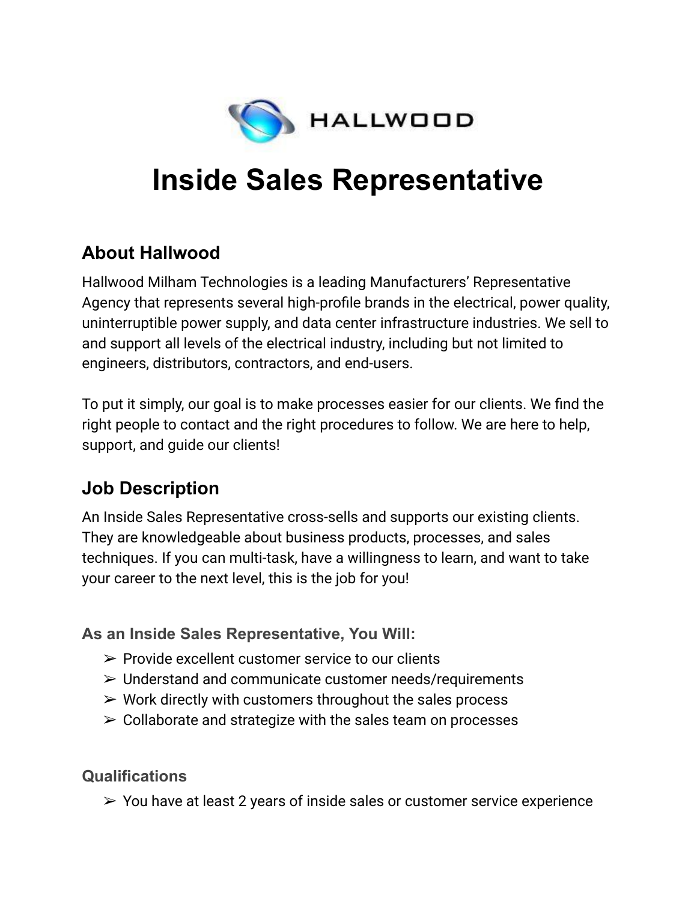HALLWOOD

# Inside Sales Representative

## About Hallwood

Hallwood Milham Technologies is a leading Manufacturers' Representative Agency that represents several high-profile brands in the electrical, power quality, uninterruptible power supply, and data center infrastructure industries. We sell to and support all levels of the electrical industry, including but not limited to engineers, distributors, contractors, and end-users.

To put it simply, our goal is to make processes easier for our clients. We find the right people to contact and the right procedures to follow. We are here to help, support, and guide our clients!

## Job Description

An Inside Sales Representative cross-sells and supports our existing clients. They are knowledgeable about business products, processes, and sales techniques. If you can multi-task, have a willingness to learn, and want to take your career to the next level, this is the job for you!

### As an Inside Sales Representative, You Will:

- ➢ Provide excellent customer service to our clients
- ➢ Understand and communicate customer needs/requirements
- ➢ Work directly with customers throughout the sales process
- ➢ Collaborate and strategize with the sales team on processes

### Qualifications

- ➢ You have at least 2 years of inside sales or customer service experience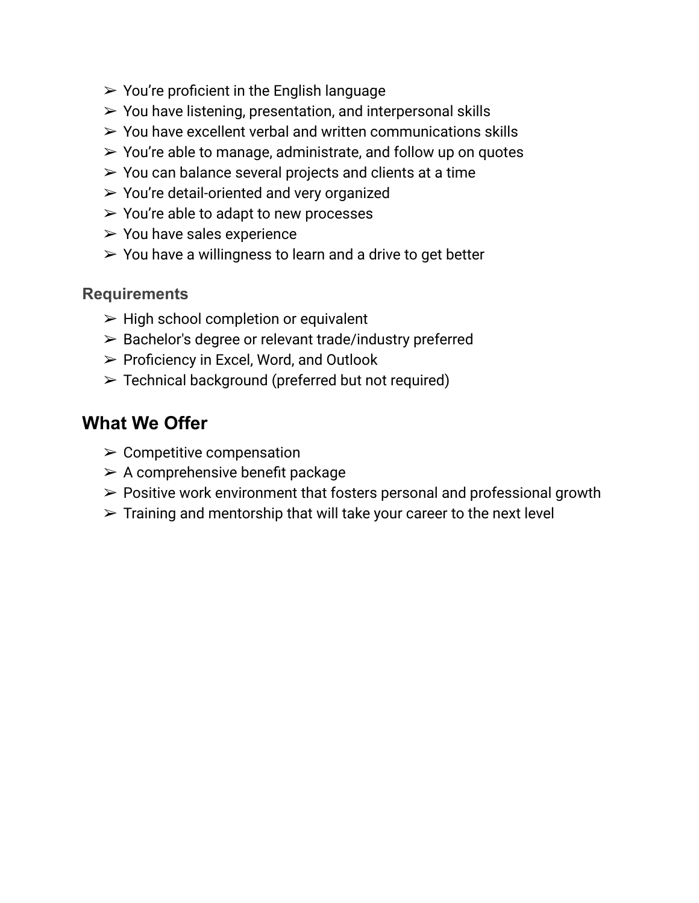- You're proficient in the English language
- You have listening, presentation, and interpersonal skills
- You have excellent verbal and written communications skills
- You're able to manage, administrate, and follow up on quotes
- You can balance several projects and clients at a time
- You're detail-oriented and very organized
- You're able to adapt to new processes
- You have sales experience
- You have a willingness to learn and a drive to get better

### Requirements

- High school completion or equivalent
- Bachelor's degree or relevant trade/industry preferred
- Proficiency in Excel, Word, and Outlook
- Technical background (preferred but not required)

## What We Offer

- Competitive compensation
- A comprehensive benefit package
- Positive work environment that fosters personal and professional growth
- Training and mentorship that will take your career to the next level